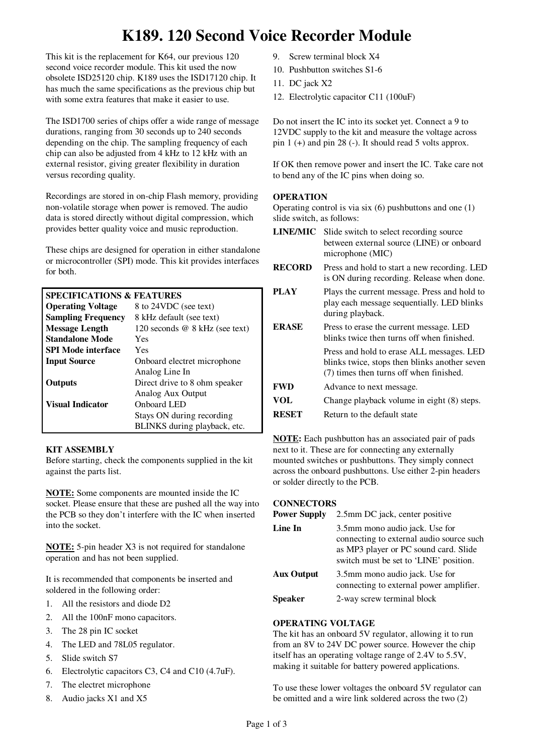# K189. 120 Second Voice Recorder Module

This kit is the replacement for K64, our previous 120 second voice recorder module. This kit used the now obsolete ISD25120 chip. K189 uses the ISD17120 chip. It has much the same specifications as the previous chip but with some extra features that make it easier to use.

The ISD1700 series of chips offer a wide range of message durations, ranging from 30 seconds up to 240 seconds depending on the chip. The sampling frequency of each chip can also be adjusted from 4 kHz to 12 kHz with an external resistor, giving greater flexibility in duration versus recording quality.

Recordings are stored in on-chip Flash memory, providing non-volatile storage when power is removed. The audio data is stored directly without digital compression, which provides better quality voice and music reproduction.

These chips are designed for operation in either standalone or microcontroller (SPI) mode. This kit provides interfaces for both.

| SPECIFICATIONS & FEATURES | |
|---|---|
| **Operating Voltage** | 8 to 24VDC (see text) |
| **Sampling Frequency** | 8 kHz default (see text) |
| **Message Length** | 120 seconds @ 8 kHz (see text) |
| **Standalone Mode** | Yes |
| **SPI Mode interface** | Yes |
| **Input Source** | Onboard electret microphone<br>Analog Line In |
| **Outputs** | Direct drive to 8 ohm speaker<br>Analog Aux Output |
| **Visual Indicator** | Onboard LED<br>Stays ON during recording<br>BLINKS during playback, etc. |

**KIT ASSEMBLY**

Before starting, check the components supplied in the kit against the parts list.

**NOTE:** Some components are mounted inside the IC socket. Please ensure that these are pushed all the way into the PCB so they don't interfere with the IC when inserted into the socket.

**NOTE:** 5-pin header X3 is not required for standalone operation and has not been supplied.

It is recommended that components be inserted and soldered in the following order:

1. All the resistors and diode D2
2. All the 100nF mono capacitors.
3. The 28 pin IC socket
4. The LED and 78L05 regulator.
5. Slide switch S7
6. Electrolytic capacitors C3, C4 and C10 (4.7uF).
7. The electret microphone
8. Audio jacks X1 and X5
9. Screw terminal block X4
10. Pushbutton switches S1-6
11. DC jack X2
12. Electrolytic capacitor C11 (100uF)

Do not insert the IC into its socket yet. Connect a 9 to 12VDC supply to the kit and measure the voltage across pin 1 (+) and pin 28 (-). It should read 5 volts approx.

If OK then remove power and insert the IC. Take care not to bend any of the IC pins when doing so.

**OPERATION**

Operating control is via six (6) pushbuttons and one (1) slide switch, as follows:

| | |
|---|---|
| **LINE/MIC** | Slide switch to select recording source between external source (LINE) or onboard microphone (MIC) |
| **RECORD** | Press and hold to start a new recording. LED is ON during recording. Release when done. |
| **PLAY** | Plays the current message. Press and hold to play each message sequentially. LED blinks during playback. |
| **ERASE** | Press to erase the current message. LED blinks twice then turns off when finished.<br>Press and hold to erase ALL messages. LED blinks twice, stops then blinks another seven (7) times then turns off when finished. |
| **FWD** | Advance to next message. |
| **VOL** | Change playback volume in eight (8) steps. |
| **RESET** | Return to the default state |

**NOTE:** Each pushbutton has an associated pair of pads next to it. These are for connecting any externally mounted switches or pushbuttons. They simply connect across the onboard pushbuttons. Use either 2-pin headers or solder directly to the PCB.

**CONNECTORS**

| | |
|---|---|
| **Power Supply** | 2.5mm DC jack, center positive |
| **Line In** | 3.5mm mono audio jack. Use for connecting to external audio source such as MP3 player or PC sound card. Slide switch must be set to 'LINE' position. |
| **Aux Output** | 3.5mm mono audio jack. Use for connecting to external power amplifier. |
| **Speaker** | 2-way screw terminal block |

**OPERATING VOLTAGE**

The kit has an onboard 5V regulator, allowing it to run from an 8V to 24V DC power source. However the chip itself has an operating voltage range of 2.4V to 5.5V, making it suitable for battery powered applications.

To use these lower voltages the onboard 5V regulator can be omitted and a wire link soldered across the two (2)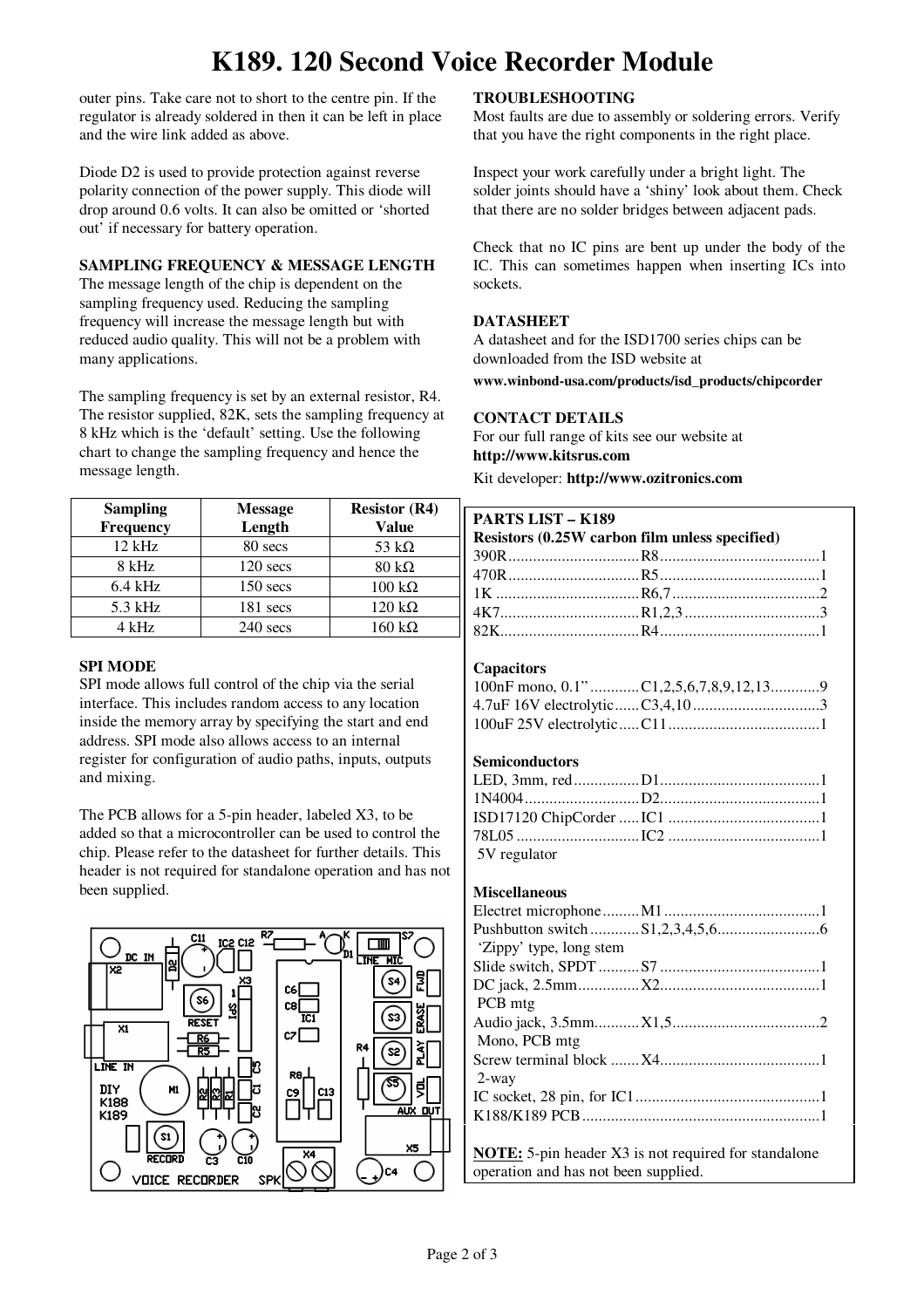outer pins. Take care not to short to the centre pin. If the regulator is already soldered in then it can be left in place and the wire link added as above.

Diode D2 is used to provide protection against reverse polarity connection of the power supply. This diode will drop around 0.6 volts. It can also be omitted or 'shorted out' if necessary for battery operation.

### SAMPLING FREQUENCY & MESSAGE LENGTH

The message length of the chip is dependent on the sampling frequency used. Reducing the sampling frequency will increase the message length but with reduced audio quality. This will not be a problem with many applications.

The sampling frequency is set by an external resistor, R4. The resistor supplied, 82K, sets the sampling frequency at 8 kHz which is the 'default' setting. Use the following chart to change the sampling frequency and hence the message length.

| Sampling Frequency | Message Length | Resistor (R4) Value |
|---|---|---|
| 12 kHz | 80 secs | 53 kΩ |
| 8 kHz | 120 secs | 80 kΩ |
| 6.4 kHz | 150 secs | 100 kΩ |
| 5.3 kHz | 181 secs | 120 kΩ |
| 4 kHz | 240 secs | 160 kΩ |

### SPI MODE

SPI mode allows full control of the chip via the serial interface. This includes random access to any location inside the memory array by specifying the start and end address. SPI mode also allows access to an internal register for configuration of audio paths, inputs, outputs and mixing.

The PCB allows for a 5-pin header, labeled X3, to be added so that a microcontroller can be used to control the chip. Please refer to the datasheet for further details. This header is not required for standalone operation and has not been supplied.

### TROUBLESHOOTING

Most faults are due to assembly or soldering errors. Verify that you have the right components in the right place.

Inspect your work carefully under a bright light. The solder joints should have a 'shiny' look about them. Check that there are no solder bridges between adjacent pads.

Check that no IC pins are bent up under the body of the IC. This can sometimes happen when inserting ICs into sockets.

### DATASHEET

A datasheet and for the ISD1700 series chips can be downloaded from the ISD website at
**www.winbond-usa.com/products/isd_products/chipcorder**

### CONTACT DETAILS

For our full range of kits see our website at
**http://www.kitsrus.com**

Kit developer: **http://www.ozitronics.com**

### PARTS LIST – K189

**Resistors (0.25W carbon film unless specified)**

| | | |
|---|---|---|
| 390R | R8 | 1 |
| 470R | R5 | 1 |
| 1K | R6,7 | 2 |
| 4K7 | R1,2,3 | 3 |
| 82K | R4 | 1 |

**Capacitors**

| | | |
|---|---|---|
| 100nF mono, 0.1" | C1,2,5,6,7,8,9,12,13 | 9 |
| 4.7uF 16V electrolytic | C3,4,10 | 3 |
| 100uF 25V electrolytic | C11 | 1 |

**Semiconductors**

| | | |
|---|---|---|
| LED, 3mm, red | D1 | 1 |
| 1N4004 | D2 | 1 |
| ISD17120 ChipCorder | IC1 | 1 |
| 78L05 5V regulator | IC2 | 1 |

**Miscellaneous**

| | | |
|---|---|---|
| Electret microphone | M1 | 1 |
| Pushbutton switch 'Zippy' type, long stem | S1,2,3,4,5,6 | 6 |
| Slide switch, SPDT | S7 | 1 |
| DC jack, 2.5mm PCB mtg | X2 | 1 |
| Audio jack, 3.5mm Mono, PCB mtg | X1,5 | 2 |
| Screw terminal block 2-way | X4 | 1 |
| IC socket, 28 pin, for IC1 | | 1 |
| K188/K189 PCB | | 1 |

**NOTE:** 5-pin header X3 is not required for standalone operation and has not been supplied.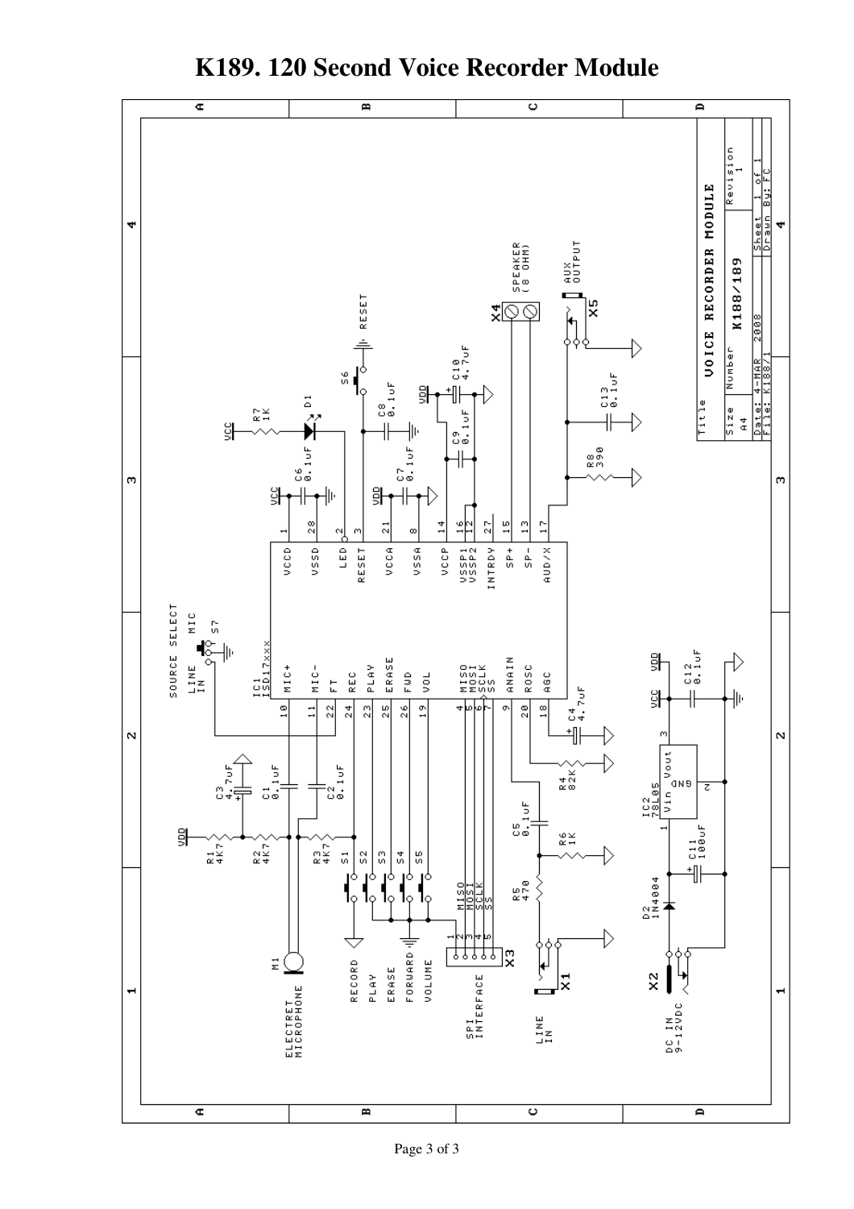# K189. 120 Second Voice Recorder Module

VOICE RECORDER MODULE

| | | |
|---|---|---|
| Title | VOICE RECORDER MODULE | |
| Size A4 | Number K188/189 | Revision 1 |
| Date: 4-MAR 2008 | Sheet 1 of 1 | |
| File: K188/1 | Drawn By: FC | |

IC1 ISD17xxx

MIC+ 10, MIC- 11, FT 22, REC 24, PLAY 23, ERASE 25, FWD 26, VOL 19, MISO 4, MOSI 5, SCLK 6, SS 7, ANAIN 9, ROSC 20, AGC 18

VCCD 1, VSSD 28, LED 2, RESET 3, VCCA 21, VSSA 8, VCCP 14, VSSP1 16, VSSP2 12, INTRDY 27, SP+ 15, SP- 13, AUD/X 17

IC2 78L05 (Vin 1, GND 2, Vout 3)

R1 4K7, R2 4K7, R3 4K7, R4 82K, R5 470, R6 1K, R7 1K, R8 390

C1 0.1uF, C2 0.1uF, C3 4.7uF, C4 4.7uF, C5 0.1uF, C6 0.1uF, C7 0.1uF, C8 0.1uF, C9 0.1uF, C10 4.7uF, C11 100uF, C12 0.1uF, C13 0.1uF

D1, D2 1N4004

M1 ELECTRET MICROPHONE

S1 RECORD, S2 PLAY, S3 ERASE, S4 FORWARD, S5 VOLUME, S6 RESET, S7 SOURCE SELECT (LINE IN / MIC)

X1 LINE IN

X2 DC IN 9-12VDC

X3 SPI INTERFACE (MISO, MOSI, SCLK, SS)

X4 SPEAKER (8 OHM)

X5 AUX OUTPUT

VCC, VDD